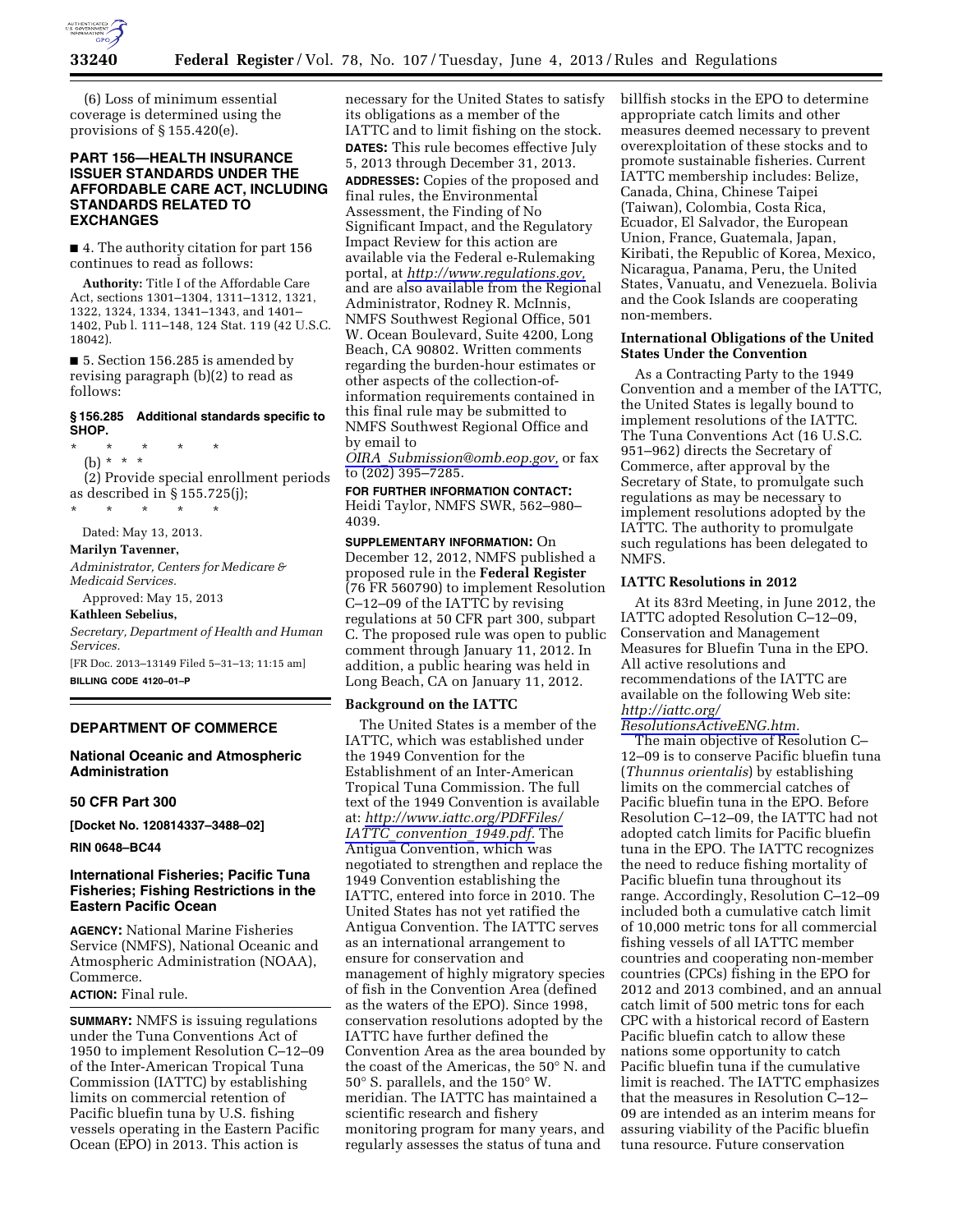(6) Loss of minimum essential coverage is determined using the provisions of § 155.420(e).

## PART 156—HEALTH INSURANCE ISSUER STANDARDS UNDER THE AFFORDABLE CARE ACT, INCLUDING STANDARDS RELATED TO EXCHANGES

■ 4. The authority citation for part 156 continues to read as follows:

**Authority:** Title I of the Affordable Care Act, sections 1301–1304, 1311–1312, 1321, 1322, 1324, 1334, 1341–1343, and 1401–1402, Pub l. 111–148, 124 Stat. 119 (42 U.S.C. 18042).

■ 5. Section 156.285 is amended by revising paragraph (b)(2) to read as follows:

### § 156.285 Additional standards specific to SHOP.

\* \* \* \* \*

(b) \* \* \*

(2) Provide special enrollment periods as described in § 155.725(j);

\* \* \* \* \*

Dated: May 13, 2013.

**Marilyn Tavenner,**

*Administrator, Centers for Medicare & Medicaid Services.*

Approved: May 15, 2013

**Kathleen Sebelius,**

*Secretary, Department of Health and Human Services.*

[FR Doc. 2013–13149 Filed 5–31–13; 11:15 am]

**BILLING CODE 4120–01–P**

---

## DEPARTMENT OF COMMERCE

### National Oceanic and Atmospheric Administration

### 50 CFR Part 300

**[Docket No. 120814337–3488–02]**

**RIN 0648–BC44**

### International Fisheries; Pacific Tuna Fisheries; Fishing Restrictions in the Eastern Pacific Ocean

**AGENCY:** National Marine Fisheries Service (NMFS), National Oceanic and Atmospheric Administration (NOAA), Commerce.

**ACTION:** Final rule.

**SUMMARY:** NMFS is issuing regulations under the Tuna Conventions Act of 1950 to implement Resolution C–12–09 of the Inter-American Tropical Tuna Commission (IATTC) by establishing limits on commercial retention of Pacific bluefin tuna by U.S. fishing vessels operating in the Eastern Pacific Ocean (EPO) in 2013. This action is necessary for the United States to satisfy its obligations as a member of the IATTC and to limit fishing on the stock.

**DATES:** This rule becomes effective July 5, 2013 through December 31, 2013.

**ADDRESSES:** Copies of the proposed and final rules, the Environmental Assessment, the Finding of No Significant Impact, and the Regulatory Impact Review for this action are available via the Federal e-Rulemaking portal, at *http://www.regulations.gov,* and are also available from the Regional Administrator, Rodney R. McInnis, NMFS Southwest Regional Office, 501 W. Ocean Boulevard, Suite 4200, Long Beach, CA 90802. Written comments regarding the burden-hour estimates or other aspects of the collection-of-information requirements contained in this final rule may be submitted to NMFS Southwest Regional Office and by email to *OIRA_Submission@omb.eop.gov,* or fax to (202) 395–7285.

**FOR FURTHER INFORMATION CONTACT:** Heidi Taylor, NMFS SWR, 562–980–4039.

**SUPPLEMENTARY INFORMATION:** On December 12, 2012, NMFS published a proposed rule in the **Federal Register** (76 FR 560790) to implement Resolution C–12–09 of the IATTC by revising regulations at 50 CFR part 300, subpart C. The proposed rule was open to public comment through January 11, 2012. In addition, a public hearing was held in Long Beach, CA on January 11, 2012.

#### Background on the IATTC

The United States is a member of the IATTC, which was established under the 1949 Convention for the Establishment of an Inter-American Tropical Tuna Commission. The full text of the 1949 Convention is available at: *http://www.iattc.org/PDFFiles/IATTC_convention_1949.pdf.* The Antigua Convention, which was negotiated to strengthen and replace the 1949 Convention establishing the IATTC, entered into force in 2010. The United States has not yet ratified the Antigua Convention. The IATTC serves as an international arrangement to ensure for conservation and management of highly migratory species of fish in the Convention Area (defined as the waters of the EPO). Since 1998, conservation resolutions adopted by the IATTC have further defined the Convention Area as the area bounded by the coast of the Americas, the 50° N. and 50° S. parallels, and the 150° W. meridian. The IATTC has maintained a scientific research and fishery monitoring program for many years, and regularly assesses the status of tuna and billfish stocks in the EPO to determine appropriate catch limits and other measures deemed necessary to prevent overexploitation of these stocks and to promote sustainable fisheries. Current IATTC membership includes: Belize, Canada, China, Chinese Taipei (Taiwan), Colombia, Costa Rica, Ecuador, El Salvador, the European Union, France, Guatemala, Japan, Kiribati, the Republic of Korea, Mexico, Nicaragua, Panama, Peru, the United States, Vanuatu, and Venezuela. Bolivia and the Cook Islands are cooperating non-members.

#### International Obligations of the United States Under the Convention

As a Contracting Party to the 1949 Convention and a member of the IATTC, the United States is legally bound to implement resolutions of the IATTC. The Tuna Conventions Act (16 U.S.C. 951–962) directs the Secretary of Commerce, after approval by the Secretary of State, to promulgate such regulations as may be necessary to implement resolutions adopted by the IATTC. The authority to promulgate such regulations has been delegated to NMFS.

#### IATTC Resolutions in 2012

At its 83rd Meeting, in June 2012, the IATTC adopted Resolution C–12–09, Conservation and Management Measures for Bluefin Tuna in the EPO. All active resolutions and recommendations of the IATTC are available on the following Web site: *http://iattc.org/ResolutionsActiveENG.htm.*

The main objective of Resolution C–12–09 is to conserve Pacific bluefin tuna (*Thunnus orientalis*) by establishing limits on the commercial catches of Pacific bluefin tuna in the EPO. Before Resolution C–12–09, the IATTC had not adopted catch limits for Pacific bluefin tuna in the EPO. The IATTC recognizes the need to reduce fishing mortality of Pacific bluefin tuna throughout its range. Accordingly, Resolution C–12–09 included both a cumulative catch limit of 10,000 metric tons for all commercial fishing vessels of all IATTC member countries and cooperating non-member countries (CPCs) fishing in the EPO for 2012 and 2013 combined, and an annual catch limit of 500 metric tons for each CPC with a historical record of Eastern Pacific bluefin catch to allow these nations some opportunity to catch Pacific bluefin tuna if the cumulative limit is reached. The IATTC emphasizes that the measures in Resolution C–12–09 are intended as an interim means for assuring viability of the Pacific bluefin tuna resource. Future conservation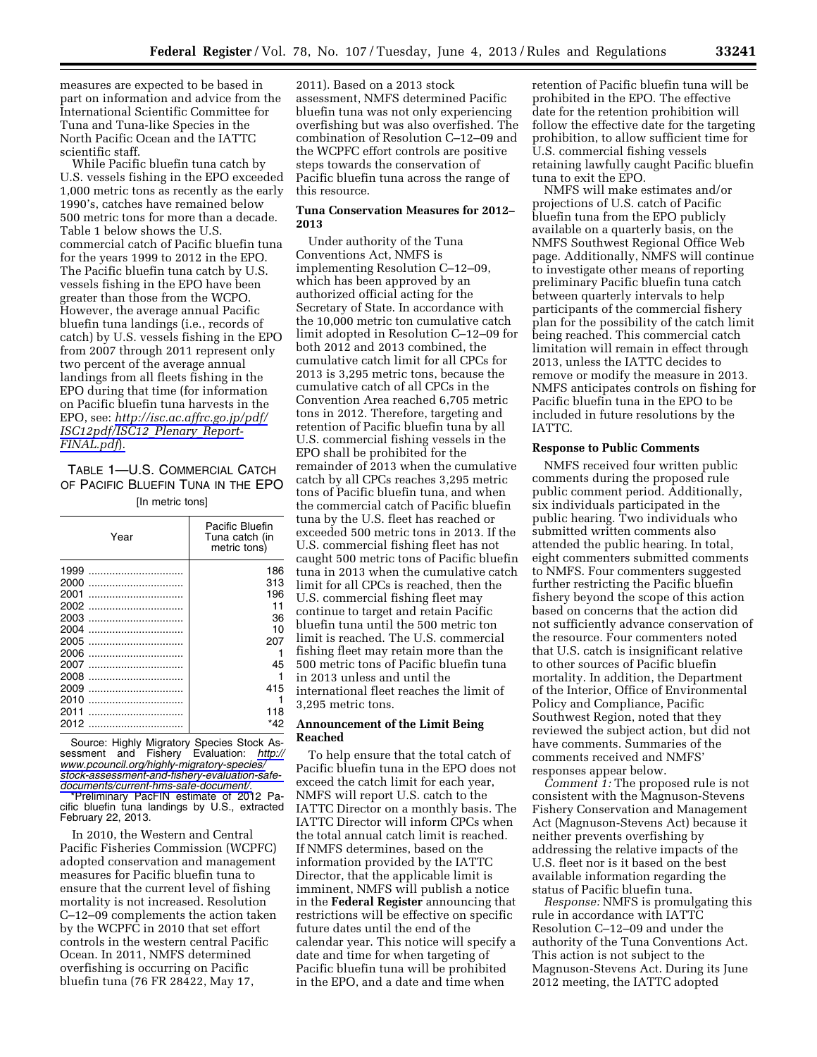measures are expected to be based in part on information and advice from the International Scientific Committee for Tuna and Tuna-like Species in the North Pacific Ocean and the IATTC scientific staff.

While Pacific bluefin tuna catch by U.S. vessels fishing in the EPO exceeded 1,000 metric tons as recently as the early 1990's, catches have remained below 500 metric tons for more than a decade. Table 1 below shows the U.S. commercial catch of Pacific bluefin tuna for the years 1999 to 2012 in the EPO. The Pacific bluefin tuna catch by U.S. vessels fishing in the EPO have been greater than those from the WCPO. However, the average annual Pacific bluefin tuna landings (i.e., records of catch) by U.S. vessels fishing in the EPO from 2007 through 2011 represent only two percent of the average annual landings from all fleets fishing in the EPO during that time (for information on Pacific bluefin tuna harvests in the EPO, see: *http://isc.ac.affrc.go.jp/pdf/ISC12pdf/ISC12_Plenary_Report-FINAL.pdf*).

TABLE 1—U.S. COMMERCIAL CATCH OF PACIFIC BLUEFIN TUNA IN THE EPO

[In metric tons]

| Year | Pacific Bluefin Tuna catch (in metric tons) |
|---|---|
| 1999 | 186 |
| 2000 | 313 |
| 2001 | 196 |
| 2002 | 11 |
| 2003 | 36 |
| 2004 | 10 |
| 2005 | 207 |
| 2006 | 1 |
| 2007 | 45 |
| 2008 | 1 |
| 2009 | 415 |
| 2010 | 1 |
| 2011 | 118 |
| 2012 | *42 |

Source: Highly Migratory Species Stock Assessment and Fishery Evaluation: *http://www.pcouncil.org/highly-migratory-species/stock-assessment-and-fishery-evaluation-safe-documents/current-hms-safe-document/*.

*Preliminary PacFIN estimate of 2012 Pacific bluefin tuna landings by U.S., extracted February 22, 2013.

In 2010, the Western and Central Pacific Fisheries Commission (WCPFC) adopted conservation and management measures for Pacific bluefin tuna to ensure that the current level of fishing mortality is not increased. Resolution C–12–09 complements the action taken by the WCPFC in 2010 that set effort controls in the western central Pacific Ocean. In 2011, NMFS determined overfishing is occurring on Pacific bluefin tuna (76 FR 28422, May 17, 2011). Based on a 2013 stock assessment, NMFS determined Pacific bluefin tuna was not only experiencing overfishing but was also overfished. The combination of Resolution C–12–09 and the WCPFC effort controls are positive steps towards the conservation of Pacific bluefin tuna across the range of this resource.

## Tuna Conservation Measures for 2012–2013

Under authority of the Tuna Conventions Act, NMFS is implementing Resolution C–12–09, which has been approved by an authorized official acting for the Secretary of State. In accordance with the 10,000 metric ton cumulative catch limit adopted in Resolution C–12–09 for both 2012 and 2013 combined, the cumulative catch limit for all CPCs for 2013 is 3,295 metric tons, because the cumulative catch of all CPCs in the Convention Area reached 6,705 metric tons in 2012. Therefore, targeting and retention of Pacific bluefin tuna by all U.S. commercial fishing vessels in the EPO shall be prohibited for the remainder of 2013 when the cumulative catch by all CPCs reaches 3,295 metric tons of Pacific bluefin tuna, and when the commercial catch of Pacific bluefin tuna by the U.S. fleet has reached or exceeded 500 metric tons in 2013. If the U.S. commercial fishing fleet has not caught 500 metric tons of Pacific bluefin tuna in 2013 when the cumulative catch limit for all CPCs is reached, then the U.S. commercial fishing fleet may continue to target and retain Pacific bluefin tuna until the 500 metric ton limit is reached. The U.S. commercial fishing fleet may retain more than the 500 metric tons of Pacific bluefin tuna in 2013 unless and until the international fleet reaches the limit of 3,295 metric tons.

## Announcement of the Limit Being Reached

To help ensure that the total catch of Pacific bluefin tuna in the EPO does not exceed the catch limit for each year, NMFS will report U.S. catch to the IATTC Director on a monthly basis. The IATTC Director will inform CPCs when the total annual catch limit is reached. If NMFS determines, based on the information provided by the IATTC Director, that the applicable limit is imminent, NMFS will publish a notice in the **Federal Register** announcing that restrictions will be effective on specific future dates until the end of the calendar year. This notice will specify a date and time for when targeting of Pacific bluefin tuna will be prohibited in the EPO, and a date and time when retention of Pacific bluefin tuna will be prohibited in the EPO. The effective date for the retention prohibition will follow the effective date for the targeting prohibition, to allow sufficient time for U.S. commercial fishing vessels retaining lawfully caught Pacific bluefin tuna to exit the EPO.

NMFS will make estimates and/or projections of U.S. catch of Pacific bluefin tuna from the EPO publicly available on a quarterly basis, on the NMFS Southwest Regional Office Web page. Additionally, NMFS will continue to investigate other means of reporting preliminary Pacific bluefin tuna catch between quarterly intervals to help participants of the commercial fishery plan for the possibility of the catch limit being reached. This commercial catch limitation will remain in effect through 2013, unless the IATTC decides to remove or modify the measure in 2013. NMFS anticipates controls on fishing for Pacific bluefin tuna in the EPO to be included in future resolutions by the IATTC.

## Response to Public Comments

NMFS received four written public comments during the proposed rule public comment period. Additionally, six individuals participated in the public hearing. Two individuals who submitted written comments also attended the public hearing. In total, eight commenters submitted comments to NMFS. Four commenters suggested further restricting the Pacific bluefin fishery beyond the scope of this action based on concerns that the action did not sufficiently advance conservation of the resource. Four commenters noted that U.S. catch is insignificant relative to other sources of Pacific bluefin mortality. In addition, the Department of the Interior, Office of Environmental Policy and Compliance, Pacific Southwest Region, noted that they reviewed the subject action, but did not have comments. Summaries of the comments received and NMFS' responses appear below.

*Comment 1:* The proposed rule is not consistent with the Magnuson-Stevens Fishery Conservation and Management Act (Magnuson-Stevens Act) because it neither prevents overfishing by addressing the relative impacts of the U.S. fleet nor is it based on the best available information regarding the status of Pacific bluefin tuna.

*Response:* NMFS is promulgating this rule in accordance with IATTC Resolution C–12–09 and under the authority of the Tuna Conventions Act. This action is not subject to the Magnuson-Stevens Act. During its June 2012 meeting, the IATTC adopted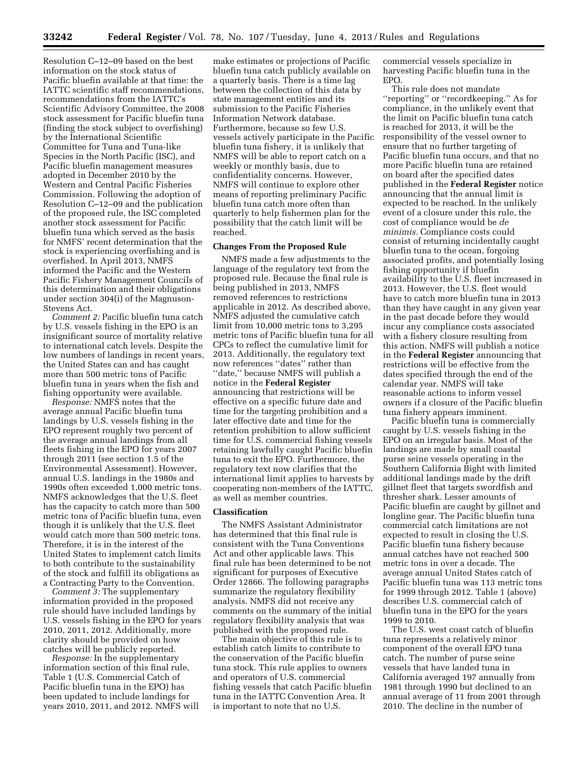Resolution C–12–09 based on the best information on the stock status of Pacific bluefin available at that time: the IATTC scientific staff recommendations, recommendations from the IATTC's Scientific Advisory Committee, the 2008 stock assessment for Pacific bluefin tuna (finding the stock subject to overfishing) by the International Scientific Committee for Tuna and Tuna-like Species in the North Pacific (ISC), and Pacific bluefin management measures adopted in December 2010 by the Western and Central Pacific Fisheries Commission. Following the adoption of Resolution C–12–09 and the publication of the proposed rule, the ISC completed another stock assessment for Pacific bluefin tuna which served as the basis for NMFS' recent determination that the stock is experiencing overfishing and is overfished. In April 2013, NMFS informed the Pacific and the Western Pacific Fishery Management Councils of this determination and their obligations under section 304(i) of the Magnuson-Stevens Act.

*Comment 2:* Pacific bluefin tuna catch by U.S. vessels fishing in the EPO is an insignificant source of mortality relative to international catch levels. Despite the low numbers of landings in recent years, the United States can and has caught more than 500 metric tons of Pacific bluefin tuna in years when the fish and fishing opportunity were available.

*Response:* NMFS notes that the average annual Pacific bluefin tuna landings by U.S. vessels fishing in the EPO represent roughly two percent of the average annual landings from all fleets fishing in the EPO for years 2007 through 2011 (see section 1.5 of the Environmental Assessment). However, annual U.S. landings in the 1980s and 1990s often exceeded 1,000 metric tons. NMFS acknowledges that the U.S. fleet has the capacity to catch more than 500 metric tons of Pacific bluefin tuna, even though it is unlikely that the U.S. fleet would catch more than 500 metric tons. Therefore, it is in the interest of the United States to implement catch limits to both contribute to the sustainability of the stock and fulfill its obligations as a Contracting Party to the Convention.

*Comment 3:* The supplementary information provided in the proposed rule should have included landings by U.S. vessels fishing in the EPO for years 2010, 2011, 2012. Additionally, more clarity should be provided on how catches will be publicly reported.

*Response:* In the supplementary information section of this final rule, Table 1 (U.S. Commercial Catch of Pacific bluefin tuna in the EPO) has been updated to include landings for years 2010, 2011, and 2012. NMFS will make estimates or projections of Pacific bluefin tuna catch publicly available on a quarterly basis. There is a time lag between the collection of this data by state management entities and its submission to the Pacific Fisheries Information Network database. Furthermore, because so few U.S. vessels actively participate in the Pacific bluefin tuna fishery, it is unlikely that NMFS will be able to report catch on a weekly or monthly basis, due to confidentiality concerns. However, NMFS will continue to explore other means of reporting preliminary Pacific bluefin tuna catch more often than quarterly to help fishermen plan for the possibility that the catch limit will be reached.

## Changes From the Proposed Rule

NMFS made a few adjustments to the language of the regulatory text from the proposed rule. Because the final rule is being published in 2013, NMFS removed references to restrictions applicable in 2012. As described above, NMFS adjusted the cumulative catch limit from 10,000 metric tons to 3,295 metric tons of Pacific bluefin tuna for all CPCs to reflect the cumulative limit for 2013. Additionally, the regulatory text now references ''dates'' rather than ''date,'' because NMFS will publish a notice in the **Federal Register** announcing that restrictions will be effective on a specific future date and time for the targeting prohibition and a later effective date and time for the retention prohibition to allow sufficient time for U.S. commercial fishing vessels retaining lawfully caught Pacific bluefin tuna to exit the EPO. Furthermore, the regulatory text now clarifies that the international limit applies to harvests by cooperating non-members of the IATTC, as well as member countries.

## Classification

The NMFS Assistant Administrator has determined that this final rule is consistent with the Tuna Conventions Act and other applicable laws. This final rule has been determined to be not significant for purposes of Executive Order 12866. The following paragraphs summarize the regulatory flexibility analysis. NMFS did not receive any comments on the summary of the initial regulatory flexibility analysis that was published with the proposed rule.

The main objective of this rule is to establish catch limits to contribute to the conservation of the Pacific bluefin tuna stock. This rule applies to owners and operators of U.S. commercial fishing vessels that catch Pacific bluefin tuna in the IATTC Convention Area. It is important to note that no U.S. commercial vessels specialize in harvesting Pacific bluefin tuna in the EPO.

This rule does not mandate ''reporting'' or ''recordkeeping.'' As for compliance, in the unlikely event that the limit on Pacific bluefin tuna catch is reached for 2013, it will be the responsibility of the vessel owner to ensure that no further targeting of Pacific bluefin tuna occurs, and that no more Pacific bluefin tuna are retained on board after the specified dates published in the **Federal Register** notice announcing that the annual limit is expected to be reached. In the unlikely event of a closure under this rule, the cost of compliance would be *de minimis.* Compliance costs could consist of returning incidentally caught bluefin tuna to the ocean, forgoing associated profits, and potentially losing fishing opportunity if bluefin availability to the U.S. fleet increased in 2013. However, the U.S. fleet would have to catch more bluefin tuna in 2013 than they have caught in any given year in the past decade before they would incur any compliance costs associated with a fishery closure resulting from this action. NMFS will publish a notice in the **Federal Register** announcing that restrictions will be effective from the dates specified through the end of the calendar year. NMFS will take reasonable actions to inform vessel owners if a closure of the Pacific bluefin tuna fishery appears imminent.

Pacific bluefin tuna is commercially caught by U.S. vessels fishing in the EPO on an irregular basis. Most of the landings are made by small coastal purse seine vessels operating in the Southern California Bight with limited additional landings made by the drift gillnet fleet that targets swordfish and thresher shark. Lesser amounts of Pacific bluefin are caught by gillnet and longline gear. The Pacific bluefin tuna commercial catch limitations are not expected to result in closing the U.S. Pacific bluefin tuna fishery because annual catches have not reached 500 metric tons in over a decade. The average annual United States catch of Pacific bluefin tuna was 113 metric tons for 1999 through 2012. Table 1 (above) describes U.S. commercial catch of bluefin tuna in the EPO for the years 1999 to 2010.

The U.S. west coast catch of bluefin tuna represents a relatively minor component of the overall EPO tuna catch. The number of purse seine vessels that have landed tuna in California averaged 197 annually from 1981 through 1990 but declined to an annual average of 11 from 2001 through 2010. The decline in the number of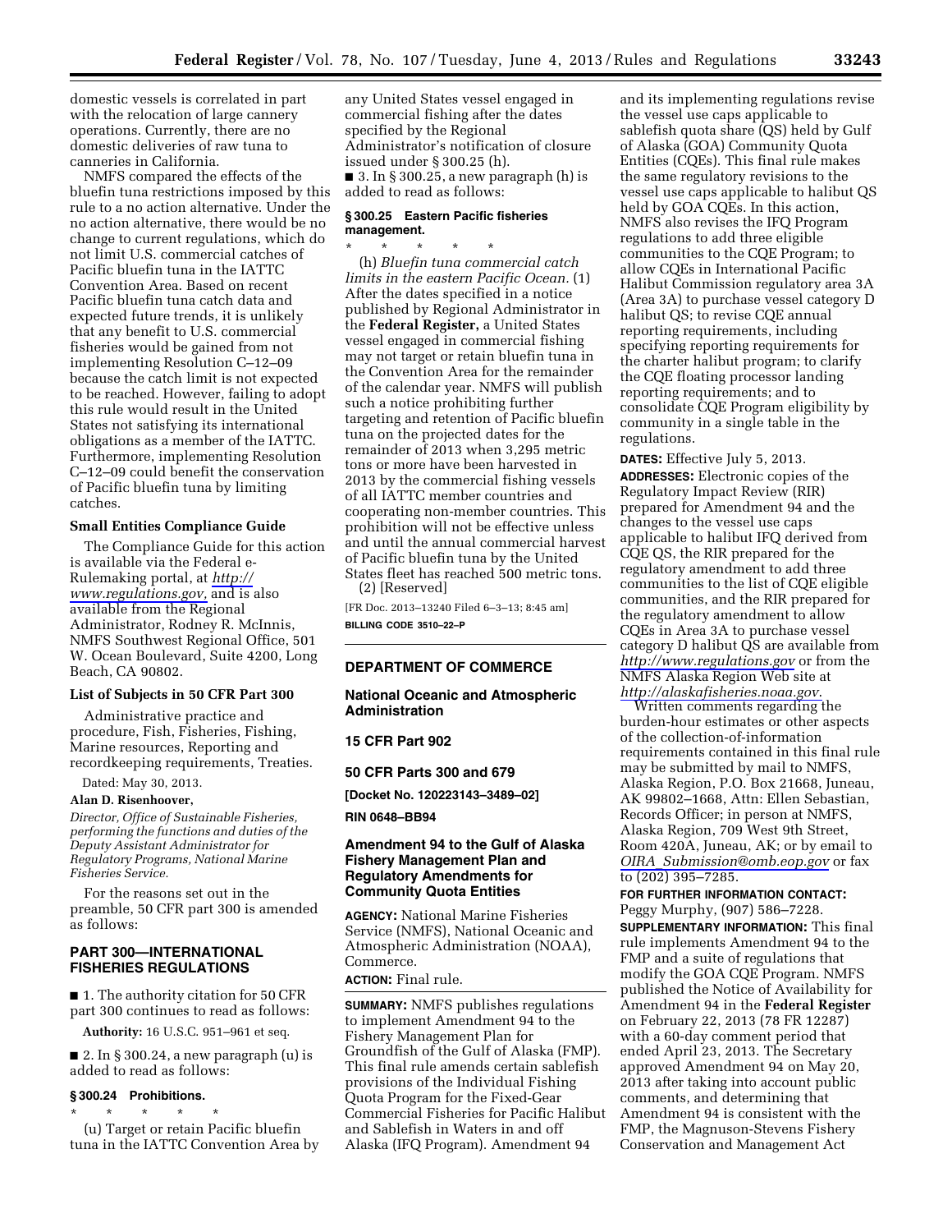domestic vessels is correlated in part with the relocation of large cannery operations. Currently, there are no domestic deliveries of raw tuna to canneries in California.

NMFS compared the effects of the bluefin tuna restrictions imposed by this rule to a no action alternative. Under the no action alternative, there would be no change to current regulations, which do not limit U.S. commercial catches of Pacific bluefin tuna in the IATTC Convention Area. Based on recent Pacific bluefin tuna catch data and expected future trends, it is unlikely that any benefit to U.S. commercial fisheries would be gained from not implementing Resolution C–12–09 because the catch limit is not expected to be reached. However, failing to adopt this rule would result in the United States not satisfying its international obligations as a member of the IATTC. Furthermore, implementing Resolution C–12–09 could benefit the conservation of Pacific bluefin tuna by limiting catches.

### Small Entities Compliance Guide

The Compliance Guide for this action is available via the Federal e-Rulemaking portal, at *http://www.regulations.gov,* and is also available from the Regional Administrator, Rodney R. McInnis, NMFS Southwest Regional Office, 501 W. Ocean Boulevard, Suite 4200, Long Beach, CA 90802.

### List of Subjects in 50 CFR Part 300

Administrative practice and procedure, Fish, Fisheries, Fishing, Marine resources, Reporting and recordkeeping requirements, Treaties.

Dated: May 30, 2013.

**Alan D. Risenhoover,**

*Director, Office of Sustainable Fisheries, performing the functions and duties of the Deputy Assistant Administrator for Regulatory Programs, National Marine Fisheries Service.*

For the reasons set out in the preamble, 50 CFR part 300 is amended as follows:

## PART 300—INTERNATIONAL FISHERIES REGULATIONS

■ 1. The authority citation for 50 CFR part 300 continues to read as follows:

**Authority:** 16 U.S.C. 951–961 et seq.

■ 2. In § 300.24, a new paragraph (u) is added to read as follows:

#### § 300.24 Prohibitions.

\* \* \* \* \*

(u) Target or retain Pacific bluefin tuna in the IATTC Convention Area by any United States vessel engaged in commercial fishing after the dates specified by the Regional Administrator's notification of closure issued under § 300.25 (h).

■ 3. In § 300.25, a new paragraph (h) is added to read as follows:

#### § 300.25 Eastern Pacific fisheries management.

\* \* \* \* \*

(h) *Bluefin tuna commercial catch limits in the eastern Pacific Ocean.* (1) After the dates specified in a notice published by Regional Administrator in the **Federal Register,** a United States vessel engaged in commercial fishing may not target or retain bluefin tuna in the Convention Area for the remainder of the calendar year. NMFS will publish such a notice prohibiting further targeting and retention of Pacific bluefin tuna on the projected dates for the remainder of 2013 when 3,295 metric tons or more have been harvested in 2013 by the commercial fishing vessels of all IATTC member countries and cooperating non-member countries. This prohibition will not be effective unless and until the annual commercial harvest of Pacific bluefin tuna by the United States fleet has reached 500 metric tons.

(2) [Reserved]

[FR Doc. 2013–13240 Filed 6–3–13; 8:45 am]

**BILLING CODE 3510–22–P**

## DEPARTMENT OF COMMERCE

### National Oceanic and Atmospheric Administration

### 15 CFR Part 902

### 50 CFR Parts 300 and 679

**[Docket No. 120223143–3489–02]**

**RIN 0648–BB94**

### Amendment 94 to the Gulf of Alaska Fishery Management Plan and Regulatory Amendments for Community Quota Entities

**AGENCY:** National Marine Fisheries Service (NMFS), National Oceanic and Atmospheric Administration (NOAA), Commerce.

**ACTION:** Final rule.

**SUMMARY:** NMFS publishes regulations to implement Amendment 94 to the Fishery Management Plan for Groundfish of the Gulf of Alaska (FMP). This final rule amends certain sablefish provisions of the Individual Fishing Quota Program for the Fixed-Gear Commercial Fisheries for Pacific Halibut and Sablefish in Waters in and off Alaska (IFQ Program). Amendment 94 and its implementing regulations revise the vessel use caps applicable to sablefish quota share (QS) held by Gulf of Alaska (GOA) Community Quota Entities (CQEs). This final rule makes the same regulatory revisions to the vessel use caps applicable to halibut QS held by GOA CQEs. In this action, NMFS also revises the IFQ Program regulations to add three eligible communities to the CQE Program; to allow CQEs in International Pacific Halibut Commission regulatory area 3A (Area 3A) to purchase vessel category D halibut QS; to revise CQE annual reporting requirements, including specifying reporting requirements for the charter halibut program; to clarify the CQE floating processor landing reporting requirements; and to consolidate CQE Program eligibility by community in a single table in the regulations.

**DATES:** Effective July 5, 2013.

**ADDRESSES:** Electronic copies of the Regulatory Impact Review (RIR) prepared for Amendment 94 and the changes to the vessel use caps applicable to halibut IFQ derived from CQE QS, the RIR prepared for the regulatory amendment to add three communities to the list of CQE eligible communities, and the RIR prepared for the regulatory amendment to allow CQEs in Area 3A to purchase vessel category D halibut QS are available from *http://www.regulations.gov* or from the NMFS Alaska Region Web site at *http://alaskafisheries.noaa.gov.*

Written comments regarding the burden-hour estimates or other aspects of the collection-of-information requirements contained in this final rule may be submitted by mail to NMFS, Alaska Region, P.O. Box 21668, Juneau, AK 99802–1668, Attn: Ellen Sebastian, Records Officer; in person at NMFS, Alaska Region, 709 West 9th Street, Room 420A, Juneau, AK; or by email to *OIRA_Submission@omb.eop.gov* or fax to (202) 395–7285.

**FOR FURTHER INFORMATION CONTACT:** Peggy Murphy, (907) 586–7228.

**SUPPLEMENTARY INFORMATION:** This final rule implements Amendment 94 to the FMP and a suite of regulations that modify the GOA CQE Program. NMFS published the Notice of Availability for Amendment 94 in the **Federal Register** on February 22, 2013 (78 FR 12287) with a 60-day comment period that ended April 23, 2013. The Secretary approved Amendment 94 on May 20, 2013 after taking into account public comments, and determining that Amendment 94 is consistent with the FMP, the Magnuson-Stevens Fishery Conservation and Management Act